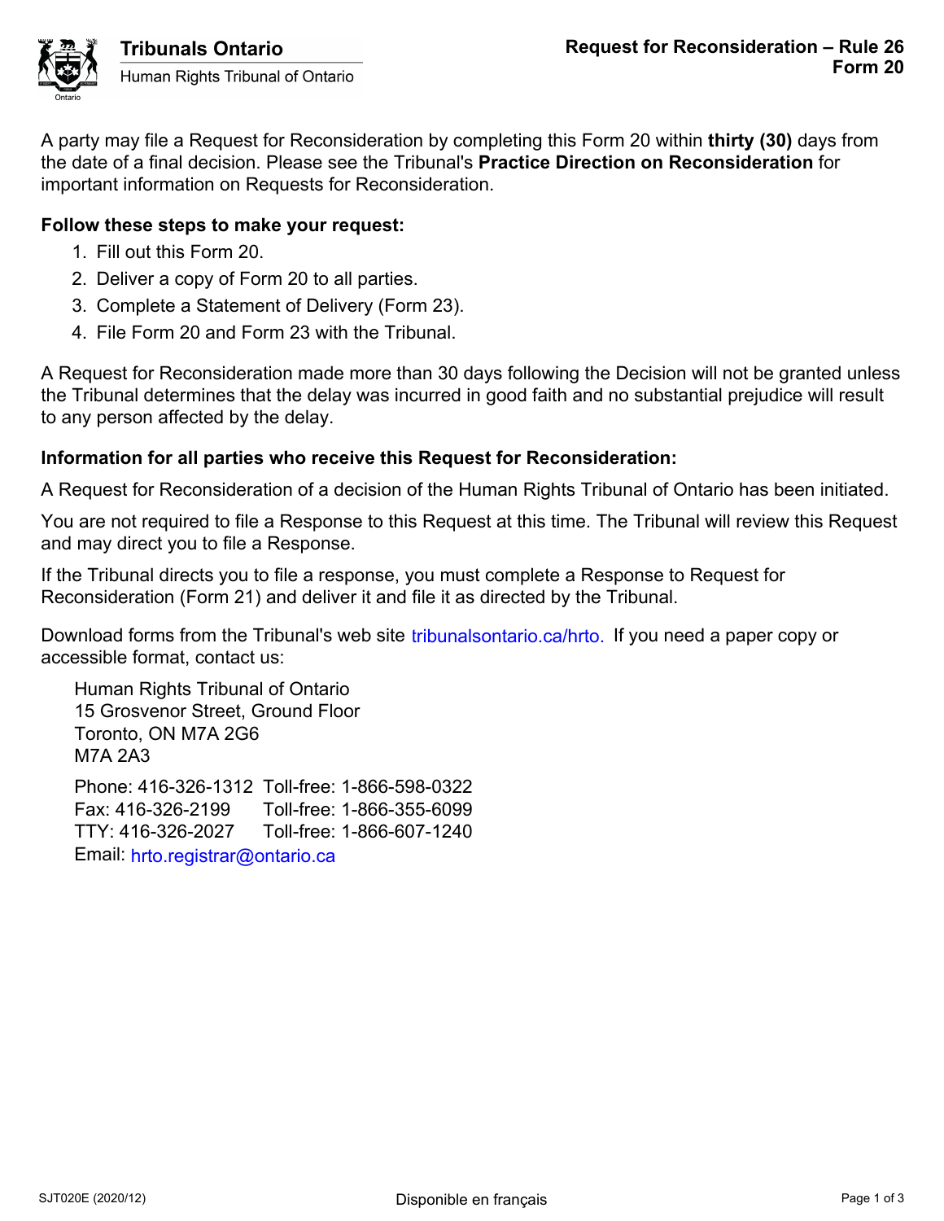**Tribunals Ontario**
Human Rights Tribunal of Ontario

# Request for Reconsideration – Rule 26
## Form 20

A party may file a Request for Reconsideration by completing this Form 20 within **thirty (30)** days from the date of a final decision. Please see the Tribunal's **Practice Direction on Reconsideration** for important information on Requests for Reconsideration.

**Follow these steps to make your request:**

1. Fill out this Form 20.
2. Deliver a copy of Form 20 to all parties.
3. Complete a Statement of Delivery (Form 23).
4. File Form 20 and Form 23 with the Tribunal.

A Request for Reconsideration made more than 30 days following the Decision will not be granted unless the Tribunal determines that the delay was incurred in good faith and no substantial prejudice will result to any person affected by the delay.

**Information for all parties who receive this Request for Reconsideration:**

A Request for Reconsideration of a decision of the Human Rights Tribunal of Ontario has been initiated.

You are not required to file a Response to this Request at this time. The Tribunal will review this Request and may direct you to file a Response.

If the Tribunal directs you to file a response, you must complete a Response to Request for Reconsideration (Form 21) and deliver it and file it as directed by the Tribunal.

Download forms from the Tribunal's web site tribunalsontario.ca/hrto. If you need a paper copy or accessible format, contact us:

Human Rights Tribunal of Ontario
15 Grosvenor Street, Ground Floor
Toronto, ON M7A 2G6
M7A 2A3

Phone: 416-326-1312 Toll-free: 1-866-598-0322
Fax: 416-326-2199 Toll-free: 1-866-355-6099
TTY: 416-326-2027 Toll-free: 1-866-607-1240
Email: hrto.registrar@ontario.ca

SJT020E (2020/12) Disponible en français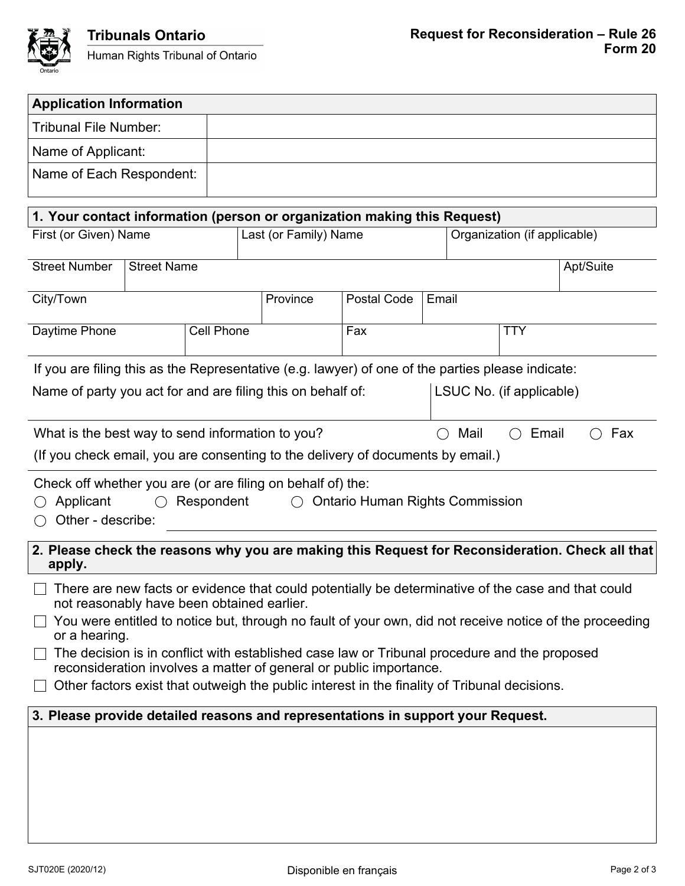**Tribunals Ontario**
Human Rights Tribunal of Ontario

**Request for Reconsideration – Rule 26**
**Form 20**

| **Application Information** | |
|---|---|
| Tribunal File Number: | |
| Name of Applicant: | |
| Name of Each Respondent: | |

## 1. Your contact information (person or organization making this Request)

| First (or Given) Name | Last (or Family) Name | Organization (if applicable) |
|---|---|---|
| | | |

| Street Number | Street Name | Apt/Suite |
|---|---|---|
| | | |

| City/Town | Province | Postal Code | Email |
|---|---|---|---|
| | | | |

| Daytime Phone | Cell Phone | Fax | TTY |
|---|---|---|---|
| | | | |

If you are filing this as the Representative (e.g. lawyer) of one of the parties please indicate:

| Name of party you act for and are filing this on behalf of: | LSUC No. (if applicable) |
|---|---|
| | |

What is the best way to send information to you? ◯ Mail ◯ Email ◯ Fax

(If you check email, you are consenting to the delivery of documents by email.)

Check off whether you are (or are filing on behalf of) the:

◯ Applicant ◯ Respondent ◯ Ontario Human Rights Commission

◯ Other - describe: ______________________________

## 2. Please check the reasons why you are making this Request for Reconsideration. Check all that apply.

- ☐ There are new facts or evidence that could potentially be determinative of the case and that could not reasonably have been obtained earlier.
- ☐ You were entitled to notice but, through no fault of your own, did not receive notice of the proceeding or a hearing.
- ☐ The decision is in conflict with established case law or Tribunal procedure and the proposed reconsideration involves a matter of general or public importance.
- ☐ Other factors exist that outweigh the public interest in the finality of Tribunal decisions.

## 3. Please provide detailed reasons and representations in support your Request.

SJT020E (2020/12) Disponible en français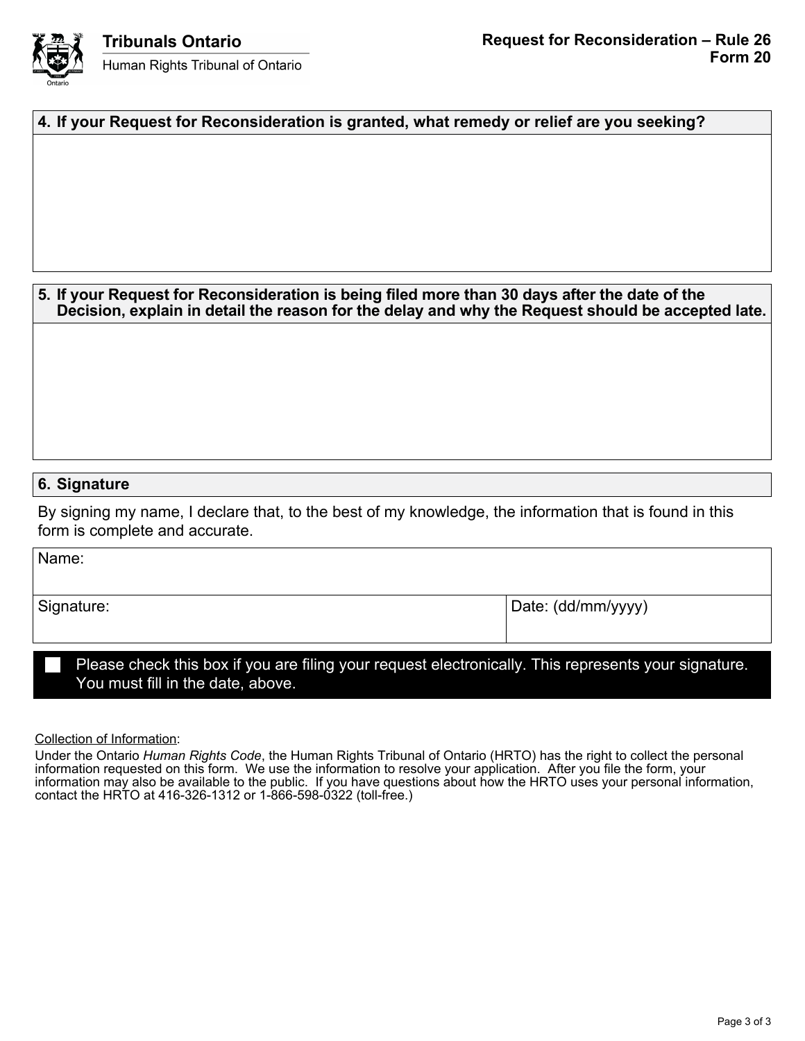## 4. If your Request for Reconsideration is granted, what remedy or relief are you seeking?

## 5. If your Request for Reconsideration is being filed more than 30 days after the date of the Decision, explain in detail the reason for the delay and why the Request should be accepted late.

## 6. Signature

By signing my name, I declare that, to the best of my knowledge, the information that is found in this form is complete and accurate.

| | |
|---|---|
| Name: | |
| Signature: | Date: (dd/mm/yyyy) |

☐ Please check this box if you are filing your request electronically. This represents your signature. You must fill in the date, above.

Collection of Information:

Under the Ontario *Human Rights Code*, the Human Rights Tribunal of Ontario (HRTO) has the right to collect the personal information requested on this form. We use the information to resolve your application. After you file the form, your information may also be available to the public. If you have questions about how the HRTO uses your personal information, contact the HRTO at 416-326-1312 or 1-866-598-0322 (toll-free.)